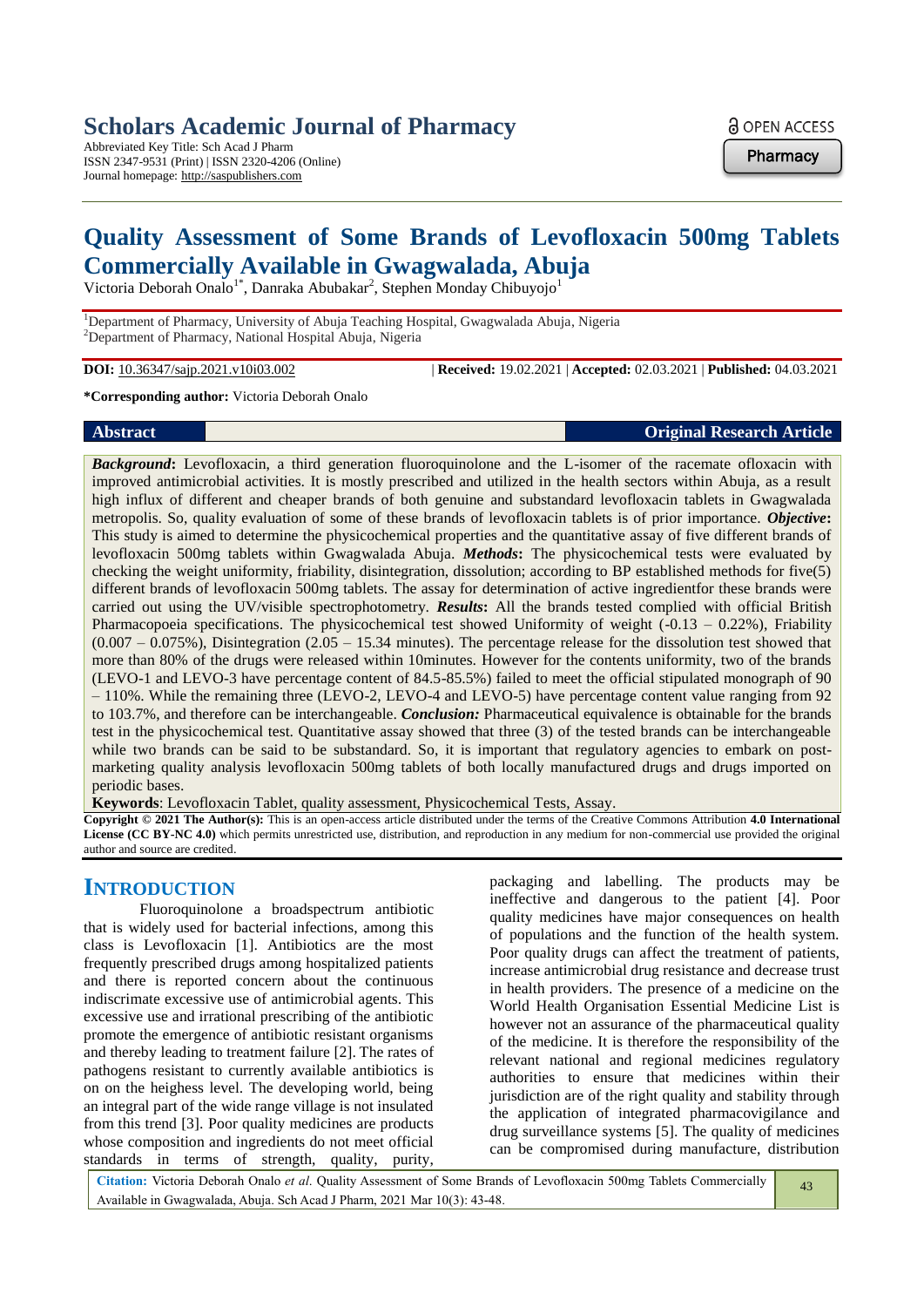# Quality Assessment of Some Brands of Levofloxacin 500mg Tablets Commercially Available in Gwagwalada, Abuja

Victoria Deborah Onalo[1*], Danraka Abubakar[2], Stephen Monday Chibuyojo[1]

[1]Department of Pharmacy, University of Abuja Teaching Hospital, Gwagwalada Abuja, Nigeria
[2]Department of Pharmacy, National Hospital Abuja, Nigeria

**DOI:** 10.36347/sajp.2021.v10i03.002 | **Received:** 19.02.2021 | **Accepted:** 02.03.2021 | **Published:** 04.03.2021

**\*Corresponding author:** Victoria Deborah Onalo

**Abstract** **Original Research Article**

***Background*:** Levofloxacin, a third generation fluoroquinolone and the L-isomer of the racemate ofloxacin with improved antimicrobial activities. It is mostly prescribed and utilized in the health sectors within Abuja, as a result high influx of different and cheaper brands of both genuine and substandard levofloxacin tablets in Gwagwalada metropolis. So, quality evaluation of some of these brands of levofloxacin tablets is of prior importance. ***Objective*:** This study is aimed to determine the physicochemical properties and the quantitative assay of five different brands of levofloxacin 500mg tablets within Gwagwalada Abuja. ***Methods*:** The physicochemical tests were evaluated by checking the weight uniformity, friability, disintegration, dissolution; according to BP established methods for five(5) different brands of levofloxacin 500mg tablets. The assay for determination of active ingredientfor these brands were carried out using the UV/visible spectrophotometry. ***Results*:** All the brands tested complied with official British Pharmacopoeia specifications. The physicochemical test showed Uniformity of weight (-0.13 – 0.22%), Friability (0.007 – 0.075%), Disintegration (2.05 – 15.34 minutes). The percentage release for the dissolution test showed that more than 80% of the drugs were released within 10minutes. However for the contents uniformity, two of the brands (LEVO-1 and LEVO-3 have percentage content of 84.5-85.5%) failed to meet the official stipulated monograph of 90 – 110%. While the remaining three (LEVO-2, LEVO-4 and LEVO-5) have percentage content value ranging from 92 to 103.7%, and therefore can be interchangeable. ***Conclusion:*** Pharmaceutical equivalence is obtainable for the brands test in the physicochemical test. Quantitative assay showed that three (3) of the tested brands can be interchangeable while two brands can be said to be substandard. So, it is important that regulatory agencies to embark on post-marketing quality analysis levofloxacin 500mg tablets of both locally manufactured drugs and drugs imported on periodic bases.

**Keywords**: Levofloxacin Tablet, quality assessment, Physicochemical Tests, Assay.

**Copyright © 2021 The Author(s):** This is an open-access article distributed under the terms of the Creative Commons Attribution **4.0 International License (CC BY-NC 4.0)** which permits unrestricted use, distribution, and reproduction in any medium for non-commercial use provided the original author and source are credited.

## INTRODUCTION

Fluoroquinolone a broadspectrum antibiotic that is widely used for bacterial infections, among this class is Levofloxacin [1]. Antibiotics are the most frequently prescribed drugs among hospitalized patients and there is reported concern about the continuous indiscrimate excessive use of antimicrobial agents. This excessive use and irrational prescribing of the antibiotic promote the emergence of antibiotic resistant organisms and thereby leading to treatment failure [2]. The rates of pathogens resistant to currently available antibiotics is on on the heighess level. The developing world, being an integral part of the wide range village is not insulated from this trend [3]. Poor quality medicines are products whose composition and ingredients do not meet official standards in terms of strength, quality, purity, packaging and labelling. The products may be ineffective and dangerous to the patient [4]. Poor quality medicines have major consequences on health of populations and the function of the health system. Poor quality drugs can affect the treatment of patients, increase antimicrobial drug resistance and decrease trust in health providers. The presence of a medicine on the World Health Organisation Essential Medicine List is however not an assurance of the pharmaceutical quality of the medicine. It is therefore the responsibility of the relevant national and regional medicines regulatory authorities to ensure that medicines within their jurisdiction are of the right quality and stability through the application of integrated pharmacovigilance and drug surveillance systems [5]. The quality of medicines can be compromised during manufacture, distribution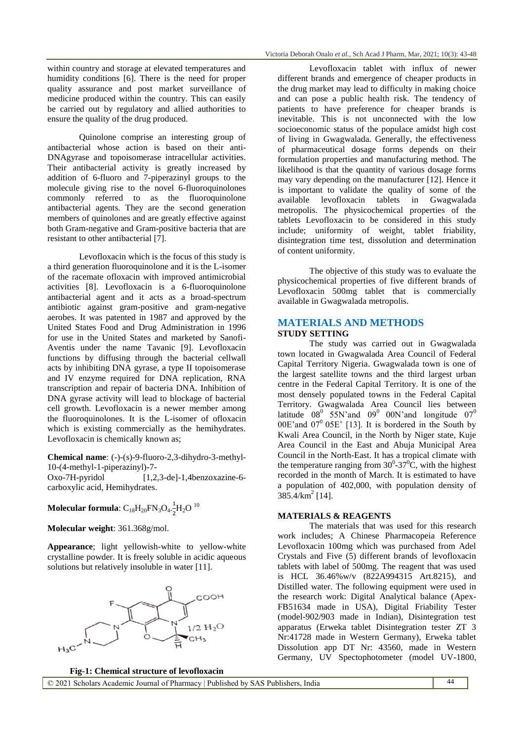within country and storage at elevated temperatures and humidity conditions [6]. There is the need for proper quality assurance and post market surveillance of medicine produced within the country. This can easily be carried out by regulatory and allied authorities to ensure the quality of the drug produced.

Quinolone comprise an interesting group of antibacterial whose action is based on their anti-DNAgyrase and topoisomerase intracellular activities. Their antibacterial activity is greatly increased by addition of 6-fluoro and 7-piperazinyl groups to the molecule giving rise to the novel 6-fluoroquinolones commonly referred to as the fluoroquinolone antibacterial agents. They are the second generation members of quinolones and are greatly effective against both Gram-negative and Gram-positive bacteria that are resistant to other antibacterial [7].

Levofloxacin which is the focus of this study is a third generation fluoroquinolone and it is the L-isomer of the racemate ofloxacin with improved antimicrobial activities [8]. Levofloxacin is a 6-fluoroquinolone antibacterial agent and it acts as a broad-spectrum antibiotic against gram-positive and gram-negative aerobes. It was patented in 1987 and approved by the United States Food and Drug Administration in 1996 for use in the United States and marketed by Sanofi-Aventis under the name Tavanic [9]. Levofloxacin functions by diffusing through the bacterial cellwall acts by inhibiting DNA gyrase, a type II topoisomerase and IV enzyme required for DNA replication, RNA transcription and repair of bacteria DNA. Inhibition of DNA gyrase activity will lead to blockage of bacterial cell growth. Levofloxacin is a newer member among the fluoroquinolones. It is the L-isomer of ofloxacin which is existing commercially as the hemihydrates. Levofloxacin is chemically known as;

**Chemical name**: (-)-(s)-9-fluoro-2,3-dihydro-3-methyl-10-(4-methyl-1-piperazinyl)-7-Oxo-7H-pyridol [1,2,3-de]-1,4benzoxazine-6-carboxylic acid, Hemihydrates.

**Molecular formula**: $C_{18}H_{20}FN_3O_4.\frac{1}{2}H_2O$ [10]

**Molecular weight**: 361.368g/mol.

**Appearance**; light yellowish-white to yellow-white crystalline powder. It is freely soluble in acidic aqueous solutions but relatively insoluble in water [11].

**Fig-1: Chemical structure of levofloxacin**

Levofloxacin tablet with influx of newer different brands and emergence of cheaper products in the drug market may lead to difficulty in making choice and can pose a public health risk. The tendency of patients to have preference for cheaper brands is inevitable. This is not unconnected with the low socioeconomic status of the populace amidst high cost of living in Gwagwalada. Generally, the effectiveness of pharmaceutical dosage forms depends on their formulation properties and manufacturing method. The likelihood is that the quantity of various dosage forms may vary depending on the manufacturer [12]. Hence it is important to validate the quality of some of the available levofloxacin tablets in Gwagwalada metropolis. The physicochemical properties of the tablets Levofloxacin to be considered in this study include; uniformity of weight, tablet friability, disintegration time test, dissolution and determination of content uniformity.

The objective of this study was to evaluate the physicochemical properties of five different brands of Levofloxacin 500mg tablet that is commercially available in Gwagwalada metropolis.

## MATERIALS AND METHODS

### STUDY SETTING

The study was carried out in Gwagwalada town located in Gwagwalada Area Council of Federal Capital Territory Nigeria. Gwagwalada town is one of the largest satellite towns and the third largest urban centre in the Federal Capital Territory. It is one of the most densely populated towns in the Federal Capital Territory. Gwagwalada Area Council lies between latitude $08^0$ 55N'and $09^0$ 00N'and longitude $07^0$ 00E'and $07^0$ 05E' [13]. It is bordered in the South by Kwali Area Council, in the North by Niger state, Kuje Area Council in the East and Abuja Municipal Area Council in the North-East. It has a tropical climate with the temperature ranging from $30^0$-$37^0$C, with the highest recorded in the month of March. It is estimated to have a population of 402,000, with population density of 385.4/km$^2$ [14].

### MATERIALS & REAGENTS

The materials that was used for this research work includes; A Chinese Pharmacopeia Reference Levofloxacin 100mg which was purchased from Adel Crystals and Five (5) different brands of levofloxacin tablets with label of 500mg. The reagent that was used is HCL 36.46%w/v (822A994315 Art.8215), and Distilled water. The following equipment were used in the research work: Digital Analytical balance (Apex-FB51634 made in USA), Digital Friability Tester (model-902/903 made in Indian), Disintegration test apparatus (Erweka tablet Disintegration tester ZT 3 Nr:41728 made in Western Germany), Erweka tablet Dissolution app DT Nr: 43560, made in Western Germany, UV Spectophotometer (model UV-1800,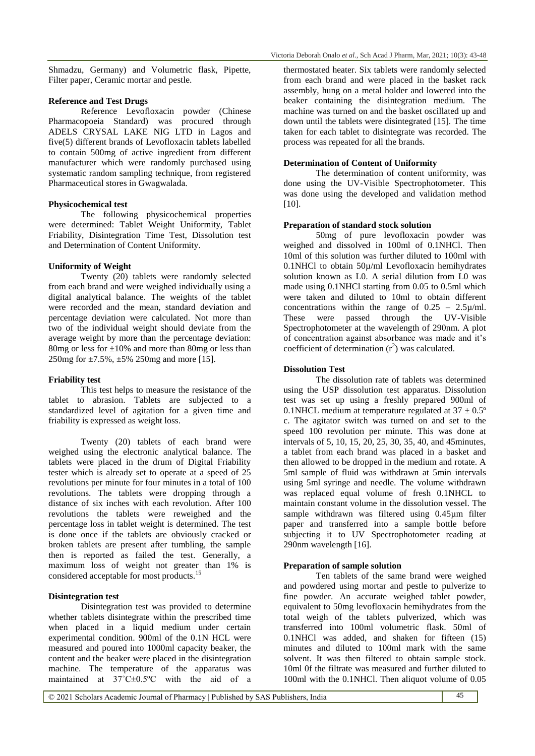Shmadzu, Germany) and Volumetric flask, Pipette, Filter paper, Ceramic mortar and pestle.

**Reference and Test Drugs**

Reference Levofloxacin powder (Chinese Pharmacopoeia Standard) was procured through ADELS CRYSAL LAKE NIG LTD in Lagos and five(5) different brands of Levofloxacin tablets labelled to contain 500mg of active ingredient from different manufacturer which were randomly purchased using systematic random sampling technique, from registered Pharmaceutical stores in Gwagwalada.

**Physicochemical test**

The following physicochemical properties were determined: Tablet Weight Uniformity, Tablet Friability, Disintegration Time Test, Dissolution test and Determination of Content Uniformity.

**Uniformity of Weight**

Twenty (20) tablets were randomly selected from each brand and were weighed individually using a digital analytical balance. The weights of the tablet were recorded and the mean, standard deviation and percentage deviation were calculated. Not more than two of the individual weight should deviate from the average weight by more than the percentage deviation: 80mg or less for ±10% and more than 80mg or less than 250mg for ±7.5%, ±5% 250mg and more [15].

**Friability test**

This test helps to measure the resistance of the tablet to abrasion. Tablets are subjected to a standardized level of agitation for a given time and friability is expressed as weight loss.

Twenty (20) tablets of each brand were weighed using the electronic analytical balance. The tablets were placed in the drum of Digital Friability tester which is already set to operate at a speed of 25 revolutions per minute for four minutes in a total of 100 revolutions. The tablets were dropping through a distance of six inches with each revolution. After 100 revolutions the tablets were reweighed and the percentage loss in tablet weight is determined. The test is done once if the tablets are obviously cracked or broken tablets are present after tumbling, the sample then is reported as failed the test. Generally, a maximum loss of weight not greater than 1% is considered acceptable for most products.[15]

**Disintegration test**

Disintegration test was provided to determine whether tablets disintegrate within the prescribed time when placed in a liquid medium under certain experimental condition. 900ml of the 0.1N HCL were measured and poured into 1000ml capacity beaker, the content and the beaker were placed in the disintegration machine. The temperature of the apparatus was maintained at 37˚C±0.5ºC with the aid of a thermostated heater. Six tablets were randomly selected from each brand and were placed in the basket rack assembly, hung on a metal holder and lowered into the beaker containing the disintegration medium. The machine was turned on and the basket oscillated up and down until the tablets were disintegrated [15]. The time taken for each tablet to disintegrate was recorded. The process was repeated for all the brands.

**Determination of Content of Uniformity**

The determination of content uniformity, was done using the UV-Visible Spectrophotometer. This was done using the developed and validation method [10].

**Preparation of standard stock solution**

50mg of pure levofloxacin powder was weighed and dissolved in 100ml of 0.1NHCl. Then 10ml of this solution was further diluted to 100ml with 0.1NHCl to obtain 50µ/ml Levofloxacin hemihydrates solution known as L0. A serial dilution from L0 was made using 0.1NHCl starting from 0.05 to 0.5ml which were taken and diluted to 10ml to obtain different concentrations within the range of 0.25 – 2.5µ/ml. These were passed through the UV-Visible Spectrophotometer at the wavelength of 290nm. A plot of concentration against absorbance was made and it's coefficient of determination ($r^2$) was calculated.

**Dissolution Test**

The dissolution rate of tablets was determined using the USP dissolution test apparatus. Dissolution test was set up using a freshly prepared 900ml of 0.1NHCL medium at temperature regulated at 37 ± 0.5º c. The agitator switch was turned on and set to the speed 100 revolution per minute. This was done at intervals of 5, 10, 15, 20, 25, 30, 35, 40, and 45minutes, a tablet from each brand was placed in a basket and then allowed to be dropped in the medium and rotate. A 5ml sample of fluid was withdrawn at 5min intervals using 5ml syringe and needle. The volume withdrawn was replaced equal volume of fresh 0.1NHCL to maintain constant volume in the dissolution vessel. The sample withdrawn was filtered using 0.45µm filter paper and transferred into a sample bottle before subjecting it to UV Spectrophotometer reading at 290nm wavelength [16].

**Preparation of sample solution**

Ten tablets of the same brand were weighed and powdered using mortar and pestle to pulverize to fine powder. An accurate weighed tablet powder, equivalent to 50mg levofloxacin hemihydrates from the total weigh of the tablets pulverized, which was transferred into 100ml volumetric flask. 50ml of 0.1NHCl was added, and shaken for fifteen (15) minutes and diluted to 100ml mark with the same solvent. It was then filtered to obtain sample stock. 10ml 0f the filtrate was measured and further diluted to 100ml with the 0.1NHCl. Then aliquot volume of 0.05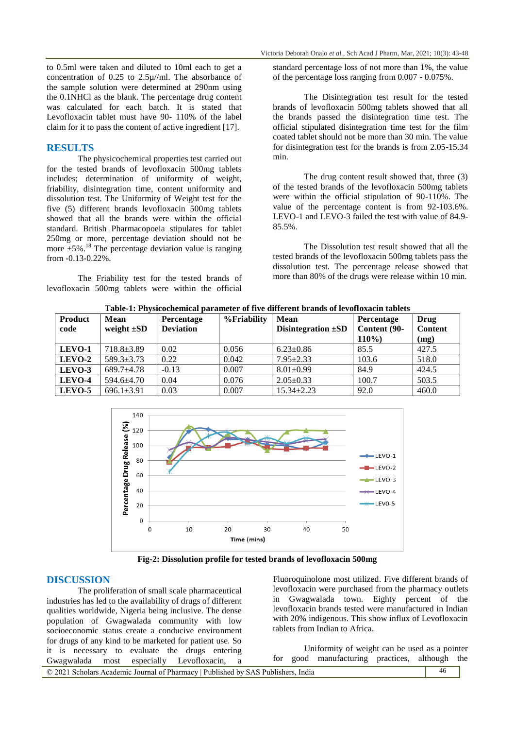to 0.5ml were taken and diluted to 10ml each to get a concentration of 0.25 to 2.5μ//ml. The absorbance of the sample solution were determined at 290nm using the 0.1NHCl as the blank. The percentage drug content was calculated for each batch. It is stated that Levofloxacin tablet must have 90- 110% of the label claim for it to pass the content of active ingredient [17].

## RESULTS

The physicochemical properties test carried out for the tested brands of levofloxacin 500mg tablets includes; determination of uniformity of weight, friability, disintegration time, content uniformity and dissolution test. The Uniformity of Weight test for the five (5) different brands levofloxacin 500mg tablets showed that all the brands were within the official standard. British Pharmacopoeia stipulates for tablet 250mg or more, percentage deviation should not be more ±5%.[18] The percentage deviation value is ranging from -0.13-0.22%.

The Friability test for the tested brands of levofloxacin 500mg tablets were within the official standard percentage loss of not more than 1%, the value of the percentage loss ranging from 0.007 - 0.075%.

The Disintegration test result for the tested brands of levofloxacin 500mg tablets showed that all the brands passed the disintegration time test. The official stipulated disintegration time test for the film coated tablet should not be more than 30 min. The value for disintegration test for the brands is from 2.05-15.34 min.

The drug content result showed that, three (3) of the tested brands of the levofloxacin 500mg tablets were within the official stipulation of 90-110%. The value of the percentage content is from 92-103.6%. LEVO-1 and LEVO-3 failed the test with value of 84.9-85.5%.

The Dissolution test result showed that all the tested brands of the levofloxacin 500mg tablets pass the dissolution test. The percentage release showed that more than 80% of the drugs were release within 10 min.

**Table-1: Physicochemical parameter of five different brands of levofloxacin tablets**

| Product code | Mean weight ±SD | Percentage Deviation | %Friability | Mean Disintegration ±SD | Percentage Content (90-110%) | Drug Content (mg) |
|---|---|---|---|---|---|---|
| **LEVO-1** | 718.8±3.89 | 0.02 | 0.056 | 6.23±0.86 | 85.5 | 427.5 |
| **LEVO-2** | 589.3±3.73 | 0.22 | 0.042 | 7.95±2.33 | 103.6 | 518.0 |
| **LEVO-3** | 689.7±4.78 | -0.13 | 0.007 | 8.01±0.99 | 84.9 | 424.5 |
| **LEVO-4** | 594.6±4.70 | 0.04 | 0.076 | 2.05±0.33 | 100.7 | 503.5 |
| **LEVO-5** | 696.1±3.91 | 0.03 | 0.007 | 15.34±2.23 | 92.0 | 460.0 |

**Fig-2: Dissolution profile for tested brands of levofloxacin 500mg**

## DISCUSSION

The proliferation of small scale pharmaceutical industries has led to the availability of drugs of different qualities worldwide, Nigeria being inclusive. The dense population of Gwagwalada community with low socioeconomic status create a conducive environment for drugs of any kind to be marketed for patient use. So it is necessary to evaluate the drugs entering Gwagwalada most especially Levofloxacin, a Fluoroquinolone most utilized. Five different brands of levofloxacin were purchased from the pharmacy outlets in Gwagwalada town. Eighty percent of the levofloxacin brands tested were manufactured in Indian with 20% indigenous. This show influx of Levofloxacin tablets from Indian to Africa.

Uniformity of weight can be used as a pointer for good manufacturing practices, although the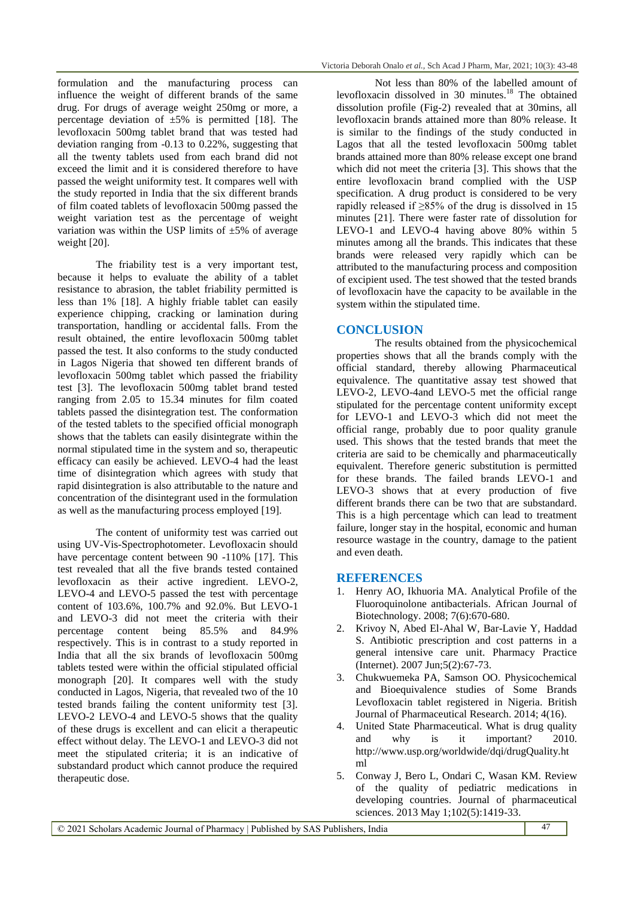formulation and the manufacturing process can influence the weight of different brands of the same drug. For drugs of average weight 250mg or more, a percentage deviation of ±5% is permitted [18]. The levofloxacin 500mg tablet brand that was tested had deviation ranging from -0.13 to 0.22%, suggesting that all the twenty tablets used from each brand did not exceed the limit and it is considered therefore to have passed the weight uniformity test. It compares well with the study reported in India that the six different brands of film coated tablets of levofloxacin 500mg passed the weight variation test as the percentage of weight variation was within the USP limits of ±5% of average weight [20].

The friability test is a very important test, because it helps to evaluate the ability of a tablet resistance to abrasion, the tablet friability permitted is less than 1% [18]. A highly friable tablet can easily experience chipping, cracking or lamination during transportation, handling or accidental falls. From the result obtained, the entire levofloxacin 500mg tablet passed the test. It also conforms to the study conducted in Lagos Nigeria that showed ten different brands of levofloxacin 500mg tablet which passed the friability test [3]. The levofloxacin 500mg tablet brand tested ranging from 2.05 to 15.34 minutes for film coated tablets passed the disintegration test. The conformation of the tested tablets to the specified official monograph shows that the tablets can easily disintegrate within the normal stipulated time in the system and so, therapeutic efficacy can easily be achieved. LEVO-4 had the least time of disintegration which agrees with study that rapid disintegration is also attributable to the nature and concentration of the disintegrant used in the formulation as well as the manufacturing process employed [19].

The content of uniformity test was carried out using UV-Vis-Spectrophotometer. Levofloxacin should have percentage content between 90 -110% [17]. This test revealed that all the five brands tested contained levofloxacin as their active ingredient. LEVO-2, LEVO-4 and LEVO-5 passed the test with percentage content of 103.6%, 100.7% and 92.0%. But LEVO-1 and LEVO-3 did not meet the criteria with their percentage content being 85.5% and 84.9% respectively. This is in contrast to a study reported in India that all the six brands of levofloxacin 500mg tablets tested were within the official stipulated official monograph [20]. It compares well with the study conducted in Lagos, Nigeria, that revealed two of the 10 tested brands failing the content uniformity test [3]. LEVO-2 LEVO-4 and LEVO-5 shows that the quality of these drugs is excellent and can elicit a therapeutic effect without delay. The LEVO-1 and LEVO-3 did not meet the stipulated criteria; it is an indicative of substandard product which cannot produce the required therapeutic dose.

Not less than 80% of the labelled amount of levofloxacin dissolved in 30 minutes.[18] The obtained dissolution profile (Fig-2) revealed that at 30mins, all levofloxacin brands attained more than 80% release. It is similar to the findings of the study conducted in Lagos that all the tested levofloxacin 500mg tablet brands attained more than 80% release except one brand which did not meet the criteria [3]. This shows that the entire levofloxacin brand complied with the USP specification. A drug product is considered to be very rapidly released if ≥85% of the drug is dissolved in 15 minutes [21]. There were faster rate of dissolution for LEVO-1 and LEVO-4 having above 80% within 5 minutes among all the brands. This indicates that these brands were released very rapidly which can be attributed to the manufacturing process and composition of excipient used. The test showed that the tested brands of levofloxacin have the capacity to be available in the system within the stipulated time.

## CONCLUSION

The results obtained from the physicochemical properties shows that all the brands comply with the official standard, thereby allowing Pharmaceutical equivalence. The quantitative assay test showed that LEVO-2, LEVO-4and LEVO-5 met the official range stipulated for the percentage content uniformity except for LEVO-1 and LEVO-3 which did not meet the official range, probably due to poor quality granule used. This shows that the tested brands that meet the criteria are said to be chemically and pharmaceutically equivalent. Therefore generic substitution is permitted for these brands. The failed brands LEVO-1 and LEVO-3 shows that at every production of five different brands there can be two that are substandard. This is a high percentage which can lead to treatment failure, longer stay in the hospital, economic and human resource wastage in the country, damage to the patient and even death.

## REFERENCES

1. Henry AO, Ikhuoria MA. Analytical Profile of the Fluoroquinolone antibacterials. African Journal of Biotechnology. 2008; 7(6):670-680.
2. Krivoy N, Abed El-Ahal W, Bar-Lavie Y, Haddad S. Antibiotic prescription and cost patterns in a general intensive care unit. Pharmacy Practice (Internet). 2007 Jun;5(2):67-73.
3. Chukwuemeka PA, Samson OO. Physicochemical and Bioequivalence studies of Some Brands Levofloxacin tablet registered in Nigeria. British Journal of Pharmaceutical Research. 2014; 4(16).
4. United State Pharmaceutical. What is drug quality and why is it important? 2010. http://www.usp.org/worldwide/dqi/drugQuality.html
5. Conway J, Bero L, Ondari C, Wasan KM. Review of the quality of pediatric medications in developing countries. Journal of pharmaceutical sciences. 2013 May 1;102(5):1419-33.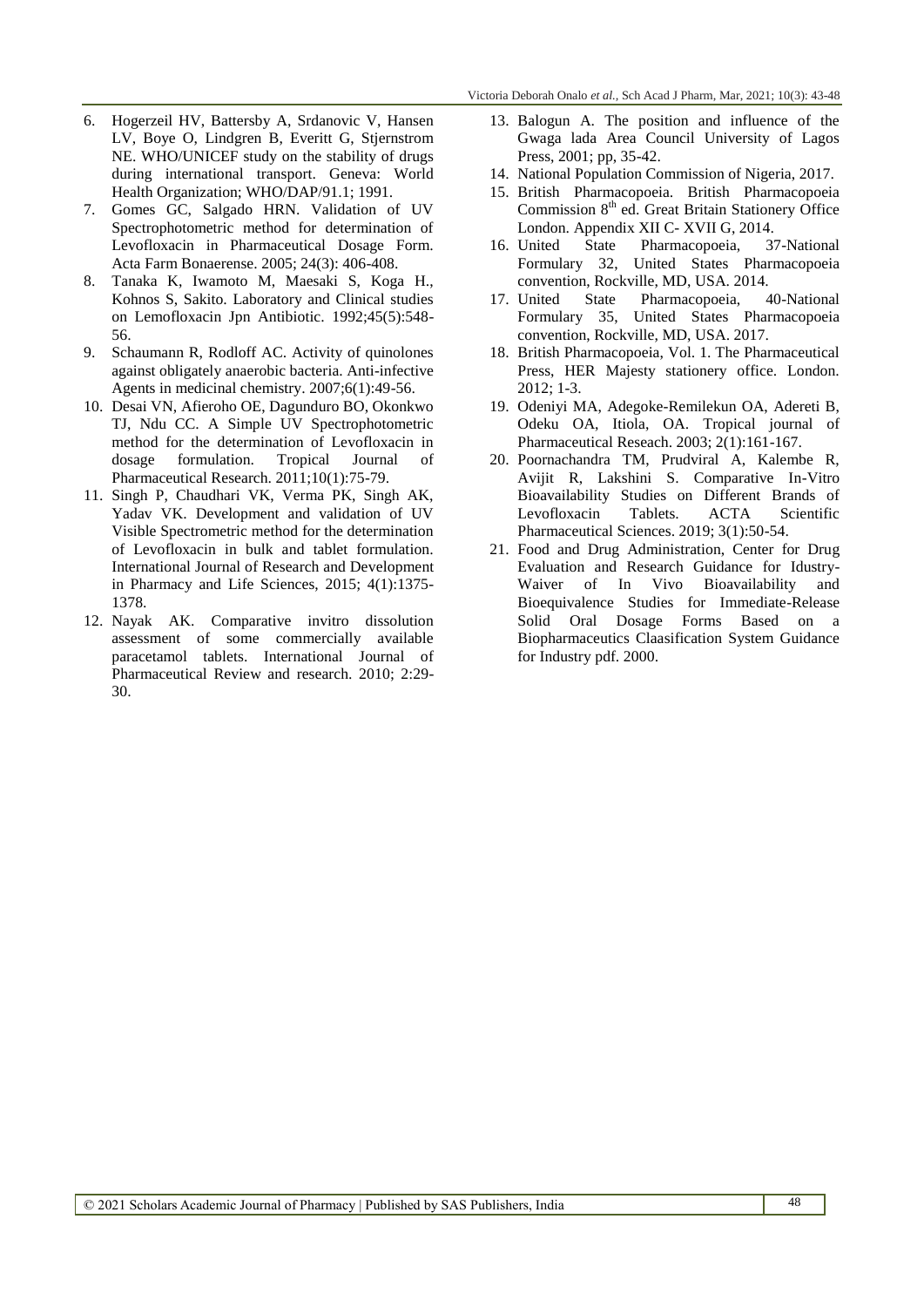6. Hogerzeil HV, Battersby A, Srdanovic V, Hansen LV, Boye O, Lindgren B, Everitt G, Stjernstrom NE. WHO/UNICEF study on the stability of drugs during international transport. Geneva: World Health Organization; WHO/DAP/91.1; 1991.
7. Gomes GC, Salgado HRN. Validation of UV Spectrophotometric method for determination of Levofloxacin in Pharmaceutical Dosage Form. Acta Farm Bonaerense. 2005; 24(3): 406-408.
8. Tanaka K, Iwamoto M, Maesaki S, Koga H., Kohnos S, Sakito. Laboratory and Clinical studies on Lemofloxacin Jpn Antibiotic. 1992;45(5):548-56.
9. Schaumann R, Rodloff AC. Activity of quinolones against obligately anaerobic bacteria. Anti-infective Agents in medicinal chemistry. 2007;6(1):49-56.
10. Desai VN, Afieroho OE, Dagunduro BO, Okonkwo TJ, Ndu CC. A Simple UV Spectrophotometric method for the determination of Levofloxacin in dosage formulation. Tropical Journal of Pharmaceutical Research. 2011;10(1):75-79.
11. Singh P, Chaudhari VK, Verma PK, Singh AK, Yadav VK. Development and validation of UV Visible Spectrometric method for the determination of Levofloxacin in bulk and tablet formulation. International Journal of Research and Development in Pharmacy and Life Sciences, 2015; 4(1):1375-1378.
12. Nayak AK. Comparative invitro dissolution assessment of some commercially available paracetamol tablets. International Journal of Pharmaceutical Review and research. 2010; 2:29-30.
13. Balogun A. The position and influence of the Gwaga lada Area Council University of Lagos Press, 2001; pp, 35-42.
14. National Population Commission of Nigeria, 2017.
15. British Pharmacopoeia. British Pharmacopoeia Commission 8th ed. Great Britain Stationery Office London. Appendix XII C- XVII G, 2014.
16. United State Pharmacopoeia, 37-National Formulary 32, United States Pharmacopoeia convention, Rockville, MD, USA. 2014.
17. United State Pharmacopoeia, 40-National Formulary 35, United States Pharmacopoeia convention, Rockville, MD, USA. 2017.
18. British Pharmacopoeia, Vol. 1. The Pharmaceutical Press, HER Majesty stationery office. London. 2012; 1-3.
19. Odeniyi MA, Adegoke-Remilekun OA, Adereti B, Odeku OA, Itiola, OA. Tropical journal of Pharmaceutical Reseach. 2003; 2(1):161-167.
20. Poornachandra TM, Prudviral A, Kalembe R, Avijit R, Lakshini S. Comparative In-Vitro Bioavailability Studies on Different Brands of Levofloxacin Tablets. ACTA Scientific Pharmaceutical Sciences. 2019; 3(1):50-54.
21. Food and Drug Administration, Center for Drug Evaluation and Research Guidance for Idustry-Waiver of In Vivo Bioavailability and Bioequivalence Studies for Immediate-Release Solid Oral Dosage Forms Based on a Biopharmaceutics Claasification System Guidance for Industry pdf. 2000.